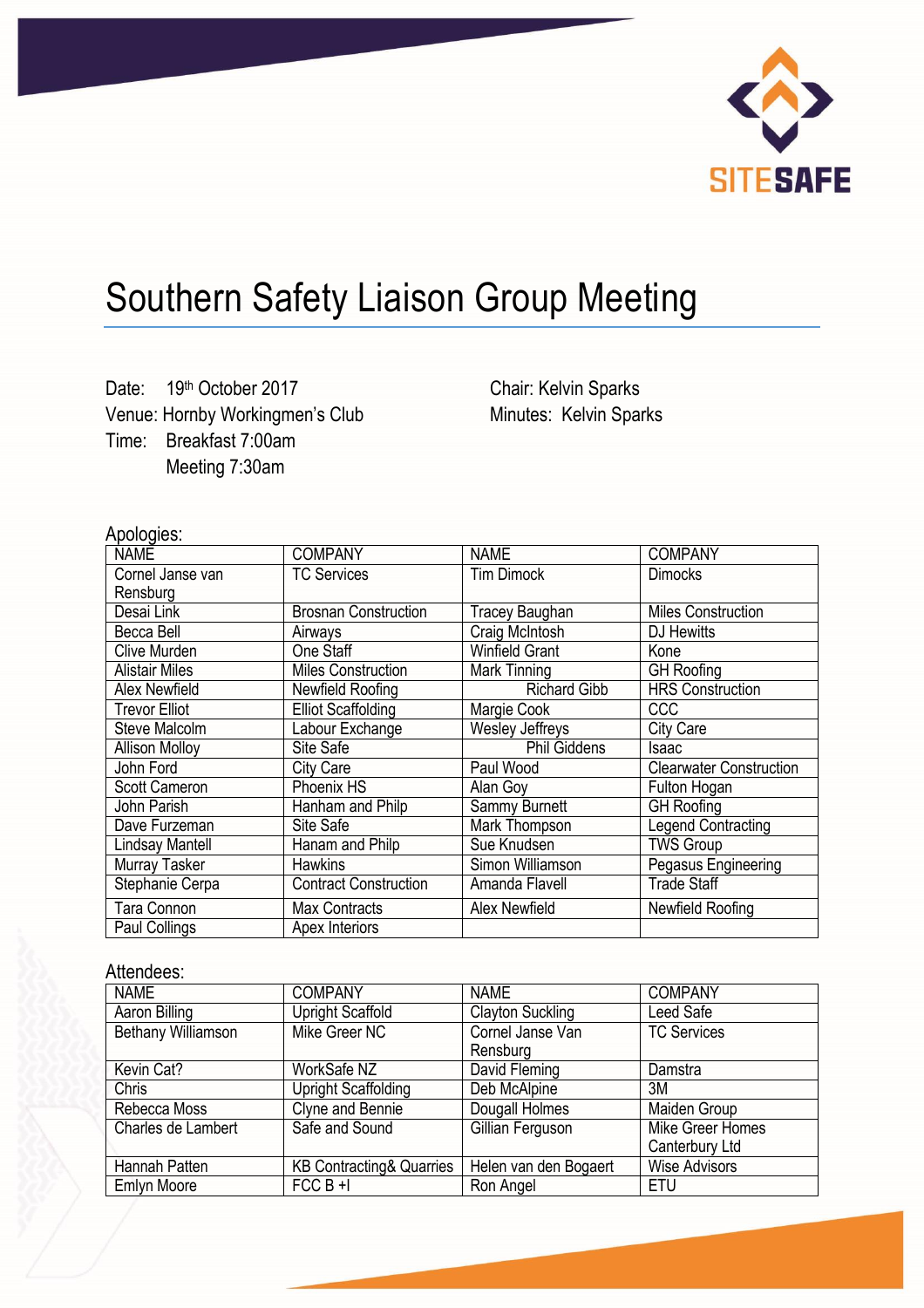SITESAFE

# Southern Safety Liaison Group Meeting

Date: 19th October 2017
Venue: Hornby Workingmen's Club
Time: Breakfast 7:00am
Meeting 7:30am

Chair: Kelvin Sparks
Minutes: Kelvin Sparks

Apologies:

| NAME | COMPANY | NAME | COMPANY |
|---|---|---|---|
| Cornel Janse van Rensburg | TC Services | Tim Dimock | Dimocks |
| Desai Link | Brosnan Construction | Tracey Baughan | Miles Construction |
| Becca Bell | Airways | Craig McIntosh | DJ Hewitts |
| Clive Murden | One Staff | Winfield Grant | Kone |
| Alistair Miles | Miles Construction | Mark Tinning | GH Roofing |
| Alex Newfield | Newfield Roofing | Richard Gibb | HRS Construction |
| Trevor Elliot | Elliot Scaffolding | Margie Cook | CCC |
| Steve Malcolm | Labour Exchange | Wesley Jeffreys | City Care |
| Allison Molloy | Site Safe | Phil Giddens | Isaac |
| John Ford | City Care | Paul Wood | Clearwater Construction |
| Scott Cameron | Phoenix HS | Alan Goy | Fulton Hogan |
| John Parish | Hanham and Philp | Sammy Burnett | GH Roofing |
| Dave Furzeman | Site Safe | Mark Thompson | Legend Contracting |
| Lindsay Mantell | Hanam and Philp | Sue Knudsen | TWS Group |
| Murray Tasker | Hawkins | Simon Williamson | Pegasus Engineering |
| Stephanie Cerpa | Contract Construction | Amanda Flavell | Trade Staff |
| Tara Connon | Max Contracts | Alex Newfield | Newfield Roofing |
| Paul Collings | Apex Interiors | | |

Attendees:

| NAME | COMPANY | NAME | COMPANY |
|---|---|---|---|
| Aaron Billing | Upright Scaffold | Clayton Suckling | Leed Safe |
| Bethany Williamson | Mike Greer NC | Cornel Janse Van Rensburg | TC Services |
| Kevin Cat? | WorkSafe NZ | David Fleming | Damstra |
| Chris | Upright Scaffolding | Deb McAlpine | 3M |
| Rebecca Moss | Clyne and Bennie | Dougall Holmes | Maiden Group |
| Charles de Lambert | Safe and Sound | Gillian Ferguson | Mike Greer Homes Canterbury Ltd |
| Hannah Patten | KB Contracting& Quarries | Helen van den Bogaert | Wise Advisors |
| Emlyn Moore | FCC B +I | Ron Angel | ETU |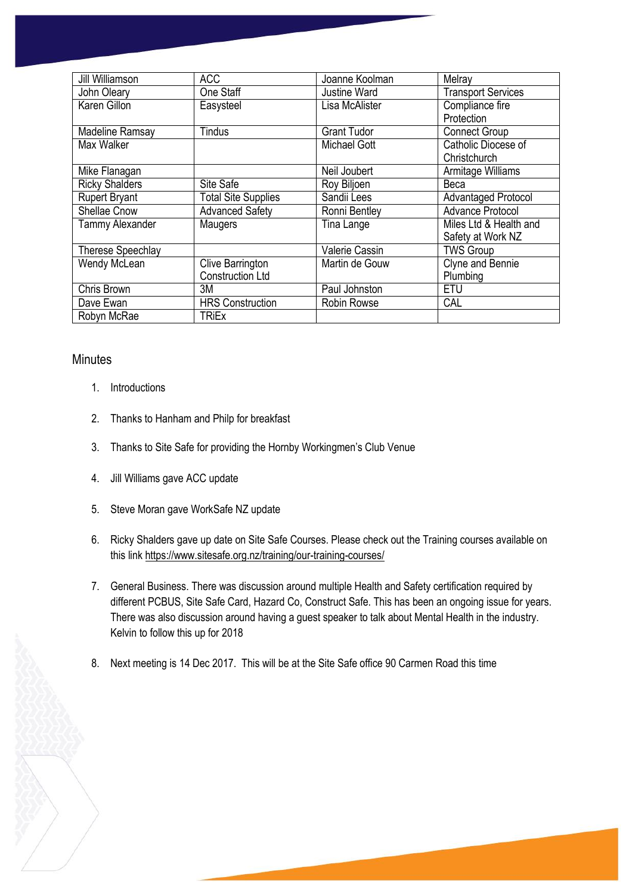| | | | |
|---|---|---|---|
| Jill Williamson | ACC | Joanne Koolman | Melray |
| John Oleary | One Staff | Justine Ward | Transport Services |
| Karen Gillon | Easysteel | Lisa McAlister | Compliance fire Protection |
| Madeline Ramsay | Tindus | Grant Tudor | Connect Group |
| Max Walker | | Michael Gott | Catholic Diocese of Christchurch |
| Mike Flanagan | | Neil Joubert | Armitage Williams |
| Ricky Shalders | Site Safe | Roy Biljoen | Beca |
| Rupert Bryant | Total Site Supplies | Sandii Lees | Advantaged Protocol |
| Shellae Cnow | Advanced Safety | Ronni Bentley | Advance Protocol |
| Tammy Alexander | Maugers | Tina Lange | Miles Ltd & Health and Safety at Work NZ |
| Therese Speechlay | | Valerie Cassin | TWS Group |
| Wendy McLean | Clive Barrington Construction Ltd | Martin de Gouw | Clyne and Bennie Plumbing |
| Chris Brown | 3M | Paul Johnston | ETU |
| Dave Ewan | HRS Construction | Robin Rowse | CAL |
| Robyn McRae | TRiEx | | |

## Minutes

1. Introductions

2. Thanks to Hanham and Philp for breakfast

3. Thanks to Site Safe for providing the Hornby Workingmen's Club Venue

4. Jill Williams gave ACC update

5. Steve Moran gave WorkSafe NZ update

6. Ricky Shalders gave up date on Site Safe Courses. Please check out the Training courses available on this link https://www.sitesafe.org.nz/training/our-training-courses/

7. General Business. There was discussion around multiple Health and Safety certification required by different PCBUS, Site Safe Card, Hazard Co, Construct Safe. This has been an ongoing issue for years. There was also discussion around having a guest speaker to talk about Mental Health in the industry. Kelvin to follow this up for 2018

8. Next meeting is 14 Dec 2017. This will be at the Site Safe office 90 Carmen Road this time